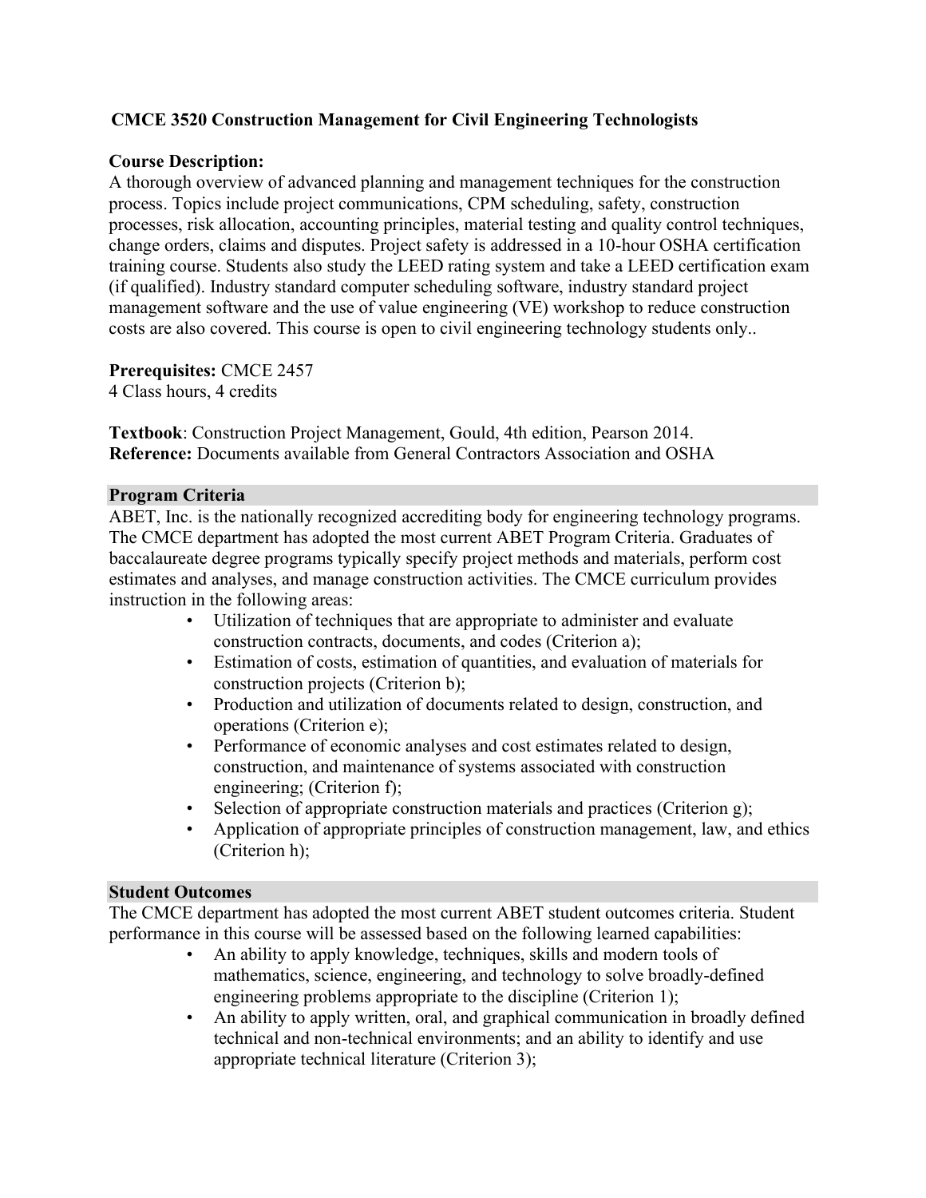# CMCE 3520 Construction Management for Civil Engineering Technologists

**Course Description:**
A thorough overview of advanced planning and management techniques for the construction process. Topics include project communications, CPM scheduling, safety, construction processes, risk allocation, accounting principles, material testing and quality control techniques, change orders, claims and disputes. Project safety is addressed in a 10-hour OSHA certification training course. Students also study the LEED rating system and take a LEED certification exam (if qualified). Industry standard computer scheduling software, industry standard project management software and the use of value engineering (VE) workshop to reduce construction costs are also covered. This course is open to civil engineering technology students only..

**Prerequisites:** CMCE 2457
4 Class hours, 4 credits

**Textbook**: Construction Project Management, Gould, 4th edition, Pearson 2014.
**Reference:** Documents available from General Contractors Association and OSHA

## Program Criteria

ABET, Inc. is the nationally recognized accrediting body for engineering technology programs. The CMCE department has adopted the most current ABET Program Criteria. Graduates of baccalaureate degree programs typically specify project methods and materials, perform cost estimates and analyses, and manage construction activities. The CMCE curriculum provides instruction in the following areas:

- Utilization of techniques that are appropriate to administer and evaluate construction contracts, documents, and codes (Criterion a);
- Estimation of costs, estimation of quantities, and evaluation of materials for construction projects (Criterion b);
- Production and utilization of documents related to design, construction, and operations (Criterion e);
- Performance of economic analyses and cost estimates related to design, construction, and maintenance of systems associated with construction engineering; (Criterion f);
- Selection of appropriate construction materials and practices (Criterion g);
- Application of appropriate principles of construction management, law, and ethics (Criterion h);

## Student Outcomes

The CMCE department has adopted the most current ABET student outcomes criteria. Student performance in this course will be assessed based on the following learned capabilities:

- An ability to apply knowledge, techniques, skills and modern tools of mathematics, science, engineering, and technology to solve broadly-defined engineering problems appropriate to the discipline (Criterion 1);
- An ability to apply written, oral, and graphical communication in broadly defined technical and non-technical environments; and an ability to identify and use appropriate technical literature (Criterion 3);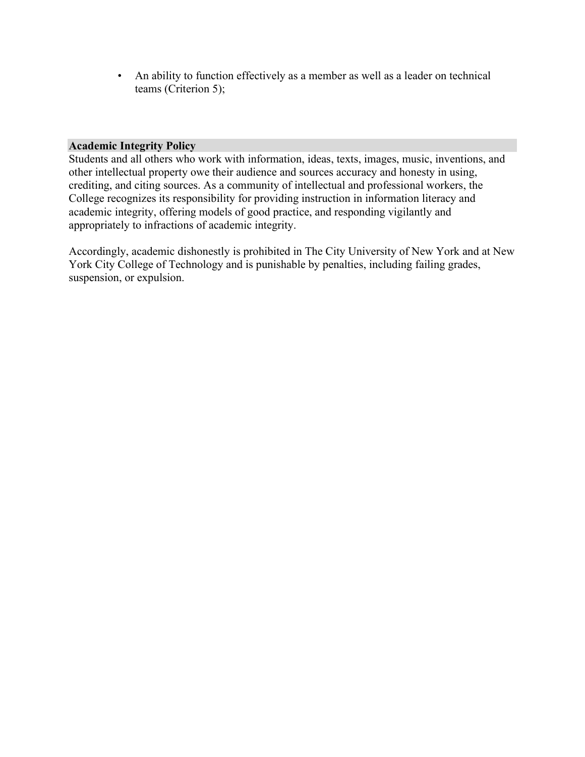- An ability to function effectively as a member as well as a leader on technical teams (Criterion 5);

## Academic Integrity Policy

Students and all others who work with information, ideas, texts, images, music, inventions, and other intellectual property owe their audience and sources accuracy and honesty in using, crediting, and citing sources. As a community of intellectual and professional workers, the College recognizes its responsibility for providing instruction in information literacy and academic integrity, offering models of good practice, and responding vigilantly and appropriately to infractions of academic integrity.

Accordingly, academic dishonestly is prohibited in The City University of New York and at New York City College of Technology and is punishable by penalties, including failing grades, suspension, or expulsion.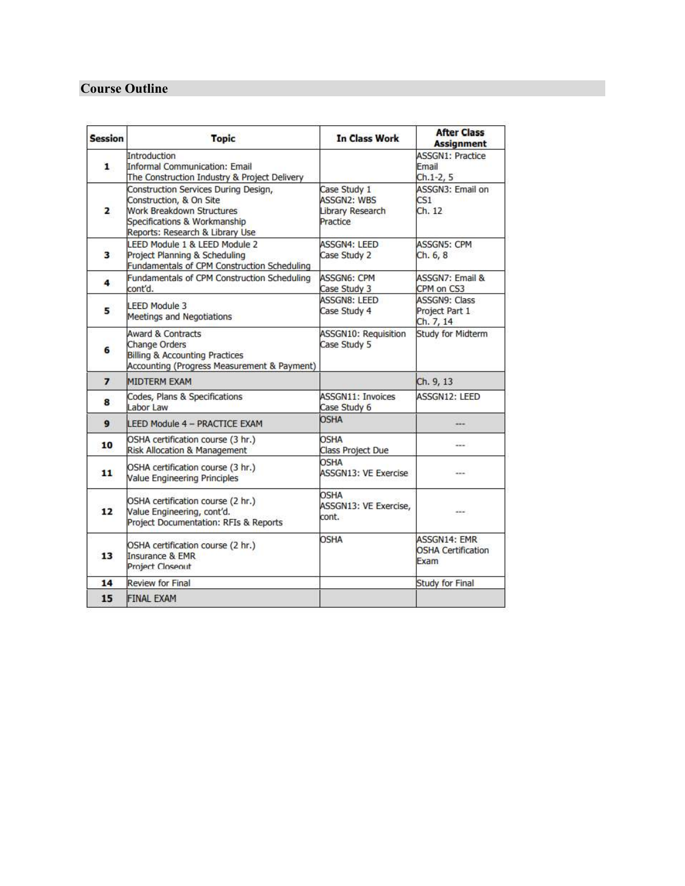## Course Outline

| Session | Topic | In Class Work | After Class Assignment |
|---|---|---|---|
| 1 | Introduction<br>Informal Communication: Email<br>The Construction Industry & Project Delivery | | ASSGN1: Practice Email<br>Ch.1-2, 5 |
| 2 | Construction Services During Design, Construction, & On Site<br>Work Breakdown Structures<br>Specifications & Workmanship<br>Reports: Research & Library Use | Case Study 1<br>ASSGN2: WBS<br>Library Research Practice | ASSGN3: Email on CS1<br>Ch. 12 |
| 3 | LEED Module 1 & LEED Module 2<br>Project Planning & Scheduling<br>Fundamentals of CPM Construction Scheduling | ASSGN4: LEED<br>Case Study 2 | ASSGN5: CPM<br>Ch. 6, 8 |
| 4 | Fundamentals of CPM Construction Scheduling cont'd. | ASSGN6: CPM<br>Case Study 3 | ASSGN7: Email & CPM on CS3 |
| 5 | LEED Module 3<br>Meetings and Negotiations | ASSGN8: LEED<br>Case Study 4 | ASSGN9: Class Project Part 1<br>Ch. 7, 14 |
| 6 | Award & Contracts<br>Change Orders<br>Billing & Accounting Practices<br>Accounting (Progress Measurement & Payment) | ASSGN10: Requisition<br>Case Study 5 | Study for Midterm |
| 7 | MIDTERM EXAM | | Ch. 9, 13 |
| 8 | Codes, Plans & Specifications<br>Labor Law | ASSGN11: Invoices<br>Case Study 6 | ASSGN12: LEED |
| 9 | LEED Module 4 – PRACTICE EXAM | OSHA | --- |
| 10 | OSHA certification course (3 hr.)<br>Risk Allocation & Management | OSHA<br>Class Project Due | --- |
| 11 | OSHA certification course (3 hr.)<br>Value Engineering Principles | OSHA<br>ASSGN13: VE Exercise | --- |
| 12 | OSHA certification course (2 hr.)<br>Value Engineering, cont'd.<br>Project Documentation: RFIs & Reports | OSHA<br>ASSGN13: VE Exercise, cont. | --- |
| 13 | OSHA certification course (2 hr.)<br>Insurance & EMR<br>Project Closeout | OSHA | ASSGN14: EMR<br>OSHA Certification Exam |
| 14 | Review for Final | | Study for Final |
| 15 | FINAL EXAM | | |